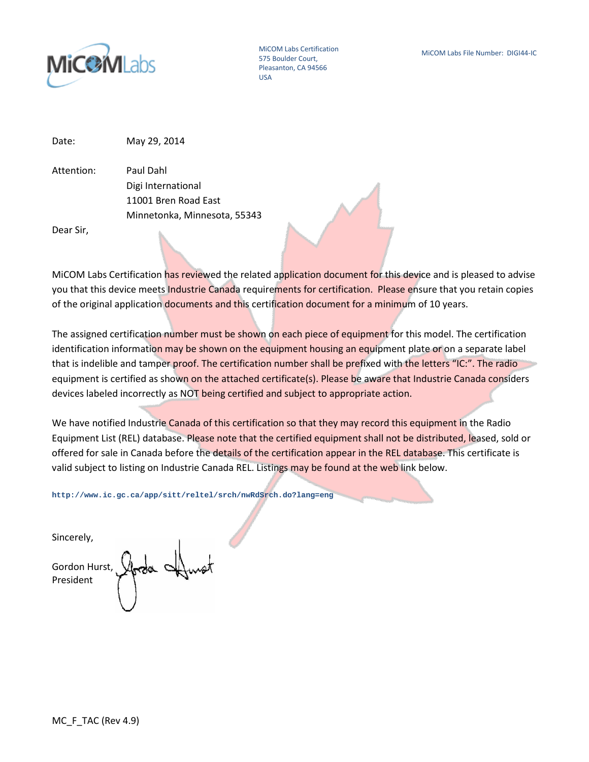MiCOM Labs Certification
575 Boulder Court,
Pleasanton, CA 94566
USA

MiCOM Labs File Number: DIGI44-IC

Date: May 29, 2014

Attention: Paul Dahl
Digi International
11001 Bren Road East
Minnetonka, Minnesota, 55343

Dear Sir,

MiCOM Labs Certification has reviewed the related application document for this device and is pleased to advise you that this device meets Industrie Canada requirements for certification. Please ensure that you retain copies of the original application documents and this certification document for a minimum of 10 years.

The assigned certification number must be shown on each piece of equipment for this model. The certification identification information may be shown on the equipment housing an equipment plate or on a separate label that is indelible and tamper proof. The certification number shall be prefixed with the letters "IC:". The radio equipment is certified as shown on the attached certificate(s). Please be aware that Industrie Canada considers devices labeled incorrectly as NOT being certified and subject to appropriate action.

We have notified Industrie Canada of this certification so that they may record this equipment in the Radio Equipment List (REL) database. Please note that the certified equipment shall not be distributed, leased, sold or offered for sale in Canada before the details of the certification appear in the REL database. This certificate is valid subject to listing on Industrie Canada REL. Listings may be found at the web link below.

http://www.ic.gc.ca/app/sitt/reltel/srch/nwRdSrch.do?lang=eng

Sincerely,

Gordon Hurst,
President

MC_F_TAC (Rev 4.9)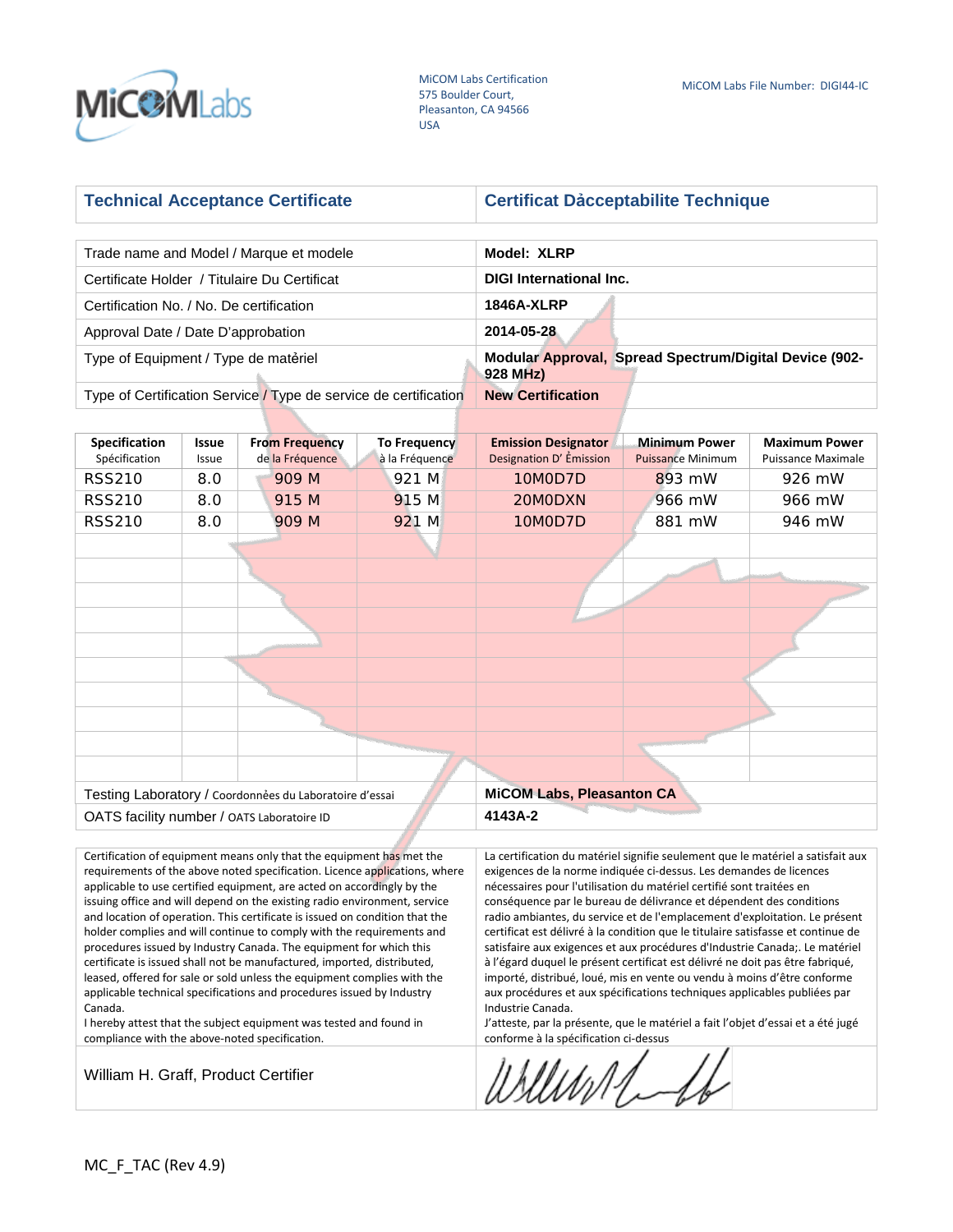MiCOM Labs Certification
575 Boulder Court,
Pleasanton, CA 94566
USA

MiCOM Labs File Number: DIGI44-IC

| Technical Acceptance Certificate | Certificat Dàcceptabilite Technique |
|---|---|
| Trade name and Model / Marque et modele | **Model: XLRP** |
| Certificate Holder / Titulaire Du Certificat | **DIGI International Inc.** |
| Certification No. / No. De certification | **1846A-XLRP** |
| Approval Date / Date D'approbation | **2014-05-28** |
| Type of Equipment / Type de matèriel | **Modular Approval, Spread Spectrum/Digital Device (902-928 MHz)** |
| Type of Certification Service / Type de service de certification | **New Certification** |

| Specification Spécification | Issue Issue | From Frequency de la Fréquence | To Frequency à la Fréquence | Emission Designator Designation D' Émission | Minimum Power Puissance Minimum | Maximum Power Puissance Maximale |
|---|---|---|---|---|---|---|
| RSS210 | 8.0 | 909 M | 921 M | 10M0D7D | 893 mW | 926 mW |
| RSS210 | 8.0 | 915 M | 915 M | 20M0DXN | 966 mW | 966 mW |
| RSS210 | 8.0 | 909 M | 921 M | 10M0D7D | 881 mW | 946 mW |

| | |
|---|---|
| Testing Laboratory / Coordonnées du Laboratoire d'essai | **MiCOM Labs, Pleasanton CA** |
| OATS facility number / OATS Laboratoire ID | **4143A-2** |

Certification of equipment means only that the equipment has met the requirements of the above noted specification. Licence applications, where applicable to use certified equipment, are acted on accordingly by the issuing office and will depend on the existing radio environment, service and location of operation. This certificate is issued on condition that the holder complies and will continue to comply with the requirements and procedures issued by Industry Canada. The equipment for which this certificate is issued shall not be manufactured, imported, distributed, leased, offered for sale or sold unless the equipment complies with the applicable technical specifications and procedures issued by Industry Canada.
I hereby attest that the subject equipment was tested and found in compliance with the above-noted specification.

La certification du matériel signifie seulement que le matériel a satisfait aux exigences de la norme indiquée ci-dessus. Les demandes de licences nécessaires pour l'utilisation du matériel certifié sont traitées en conséquence par le bureau de délivrance et dépendent des conditions radio ambiantes, du service et de l'emplacement d'exploitation. Le présent certificat est délivré à la condition que le titulaire satisfasse et continue de satisfaire aux exigences et aux procédures d'Industrie Canada;. Le matériel à l'égard duquel le présent certificat est délivré ne doit pas être fabriqué, importé, distribué, loué, mis en vente ou vendu à moins d'être conforme aux procédures et aux spécifications techniques applicables publiées par Industrie Canada.
J'atteste, par la présente, que le matériel a fait l'objet d'essai et a été jugé conforme à la spécification ci-dessus

William H. Graff, Product Certifier

MC_F_TAC (Rev 4.9)